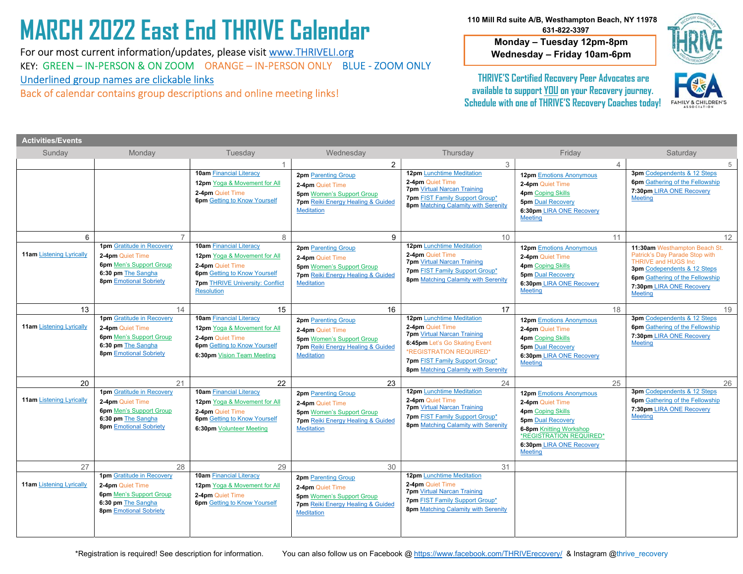# MARCH 2022 East End THRIVE Calendar

For our most current information/updates, please visit www.THRIVELI.org

KEY: GREEN – IN-PERSON & ON ZOOM ORANGE – IN-PERSON ONLY BLUE - ZOOM ONLY

Underlined group names are clickable links

Back of calendar contains group descriptions and online meeting links!

110 Mill Rd suite A/B, Westhampton Beach, NY 11978
631-822-3397

**Monday – Tuesday 12pm-8pm**
**Wednesday – Friday 10am-6pm**

THRIVE'S Certified Recovery Peer Advocates are available to support YOU on your Recovery journey. Schedule with one of THRIVE'S Recovery Coaches today!

## Activities/Events

| Sunday | Monday | Tuesday | Wednesday | Thursday | Friday | Saturday |
|---|---|---|---|---|---|---|
| | | **1**<br>**10am** Financial Literacy<br>**12pm** Yoga & Movement for All<br>**2-4pm** Quiet Time<br>**6pm** Getting to Know Yourself | **2**<br>**2pm** Parenting Group<br>**2-4pm** Quiet Time<br>**5pm** Women's Support Group<br>**7pm** Reiki Energy Healing & Guided Meditation | **3**<br>**12pm** Lunchtime Meditation<br>**2-4pm** Quiet Time<br>**7pm** Virtual Narcan Training<br>**7pm** FIST Family Support Group*<br>**8pm** Matching Calamity with Serenity | **4**<br>**12pm** Emotions Anonymous<br>**2-4pm** Quiet Time<br>**4pm** Coping Skills<br>**5pm** Dual Recovery<br>**6:30pm** LIRA ONE Recovery Meeting | **5**<br>**3pm** Codependents & 12 Steps<br>**6pm** Gathering of the Fellowship<br>**7:30pm** LIRA ONE Recovery Meeting |
| **6**<br>**11am** Listening Lyrically | **7**<br>**1pm** Gratitude in Recovery<br>**2-4pm** Quiet Time<br>**6pm** Men's Support Group<br>**6:30 pm** The Sangha<br>**8pm** Emotional Sobriety | **8**<br>**10am** Financial Literacy<br>**12pm** Yoga & Movement for All<br>**2-4pm** Quiet Time<br>**6pm** Getting to Know Yourself<br>**7pm** THRIVE University: Conflict Resolution | **9**<br>**2pm** Parenting Group<br>**2-4pm** Quiet Time<br>**5pm** Women's Support Group<br>**7pm** Reiki Energy Healing & Guided Meditation | **10**<br>**12pm** Lunchtime Meditation<br>**2-4pm** Quiet Time<br>**7pm** Virtual Narcan Training<br>**7pm** FIST Family Support Group*<br>**8pm** Matching Calamity with Serenity | **11**<br>**12pm** Emotions Anonymous<br>**2-4pm** Quiet Time<br>**4pm** Coping Skills<br>**5pm** Dual Recovery<br>**6:30pm** LIRA ONE Recovery Meeting | **12**<br>**11:30am** Westhampton Beach St. Patrick's Day Parade Stop with THRIVE and HUGS Inc<br>**3pm** Codependents & 12 Steps<br>**6pm** Gathering of the Fellowship<br>**7:30pm** LIRA ONE Recovery Meeting |
| **13**<br>**11am** Listening Lyrically | **14**<br>**1pm** Gratitude in Recovery<br>**2-4pm** Quiet Time<br>**6pm** Men's Support Group<br>**6:30 pm** The Sangha<br>**8pm** Emotional Sobriety | **15**<br>**10am** Financial Literacy<br>**12pm** Yoga & Movement for All<br>**2-4pm** Quiet Time<br>**6pm** Getting to Know Yourself<br>**6:30pm** Vision Team Meeting | **16**<br>**2pm** Parenting Group<br>**2-4pm** Quiet Time<br>**5pm** Women's Support Group<br>**7pm** Reiki Energy Healing & Guided Meditation | **17**<br>**12pm** Lunchtime Meditation<br>**2-4pm** Quiet Time<br>**7pm** Virtual Narcan Training<br>**6:45pm** Let's Go Skating Event *REGISTRATION REQUIRED*<br>**7pm** FIST Family Support Group*<br>**8pm** Matching Calamity with Serenity | **18**<br>**12pm** Emotions Anonymous<br>**2-4pm** Quiet Time<br>**4pm** Coping Skills<br>**5pm** Dual Recovery<br>**6:30pm** LIRA ONE Recovery Meeting | **19**<br>**3pm** Codependents & 12 Steps<br>**6pm** Gathering of the Fellowship<br>**7:30pm** LIRA ONE Recovery Meeting |
| **20**<br>**11am** Listening Lyrically | **21**<br>**1pm** Gratitude in Recovery<br>**2-4pm** Quiet Time<br>**6pm** Men's Support Group<br>**6:30 pm** The Sangha<br>**8pm** Emotional Sobriety | **22**<br>**10am** Financial Literacy<br>**12pm** Yoga & Movement for All<br>**2-4pm** Quiet Time<br>**6pm** Getting to Know Yourself<br>**6:30pm** Volunteer Meeting | **23**<br>**2pm** Parenting Group<br>**2-4pm** Quiet Time<br>**5pm** Women's Support Group<br>**7pm** Reiki Energy Healing & Guided Meditation | **24**<br>**12pm** Lunchtime Meditation<br>**2-4pm** Quiet Time<br>**7pm** Virtual Narcan Training<br>**7pm** FIST Family Support Group*<br>**8pm** Matching Calamity with Serenity | **25**<br>**12pm** Emotions Anonymous<br>**2-4pm** Quiet Time<br>**4pm** Coping Skills<br>**5pm** Dual Recovery<br>**6-8pm** Knitting Workshop *REGISTRATION REQUIRED*<br>**6:30pm** LIRA ONE Recovery Meeting | **26**<br>**3pm** Codependents & 12 Steps<br>**6pm** Gathering of the Fellowship<br>**7:30pm** LIRA ONE Recovery Meeting |
| **27**<br>**11am** Listening Lyrically | **28**<br>**1pm** Gratitude in Recovery<br>**2-4pm** Quiet Time<br>**6pm** Men's Support Group<br>**6:30 pm** The Sangha<br>**8pm** Emotional Sobriety | **29**<br>**10am** Financial Literacy<br>**12pm** Yoga & Movement for All<br>**2-4pm** Quiet Time<br>**6pm** Getting to Know Yourself | **30**<br>**2pm** Parenting Group<br>**2-4pm** Quiet Time<br>**5pm** Women's Support Group<br>**7pm** Reiki Energy Healing & Guided Meditation | **31**<br>**12pm** Lunchtime Meditation<br>**2-4pm** Quiet Time<br>**7pm** Virtual Narcan Training<br>**7pm** FIST Family Support Group*<br>**8pm** Matching Calamity with Serenity | | |

*Registration is required! See description for information. You can also follow us on Facebook @ https://www.facebook.com/THRIVErecovery/ & Instagram @thrive_recovery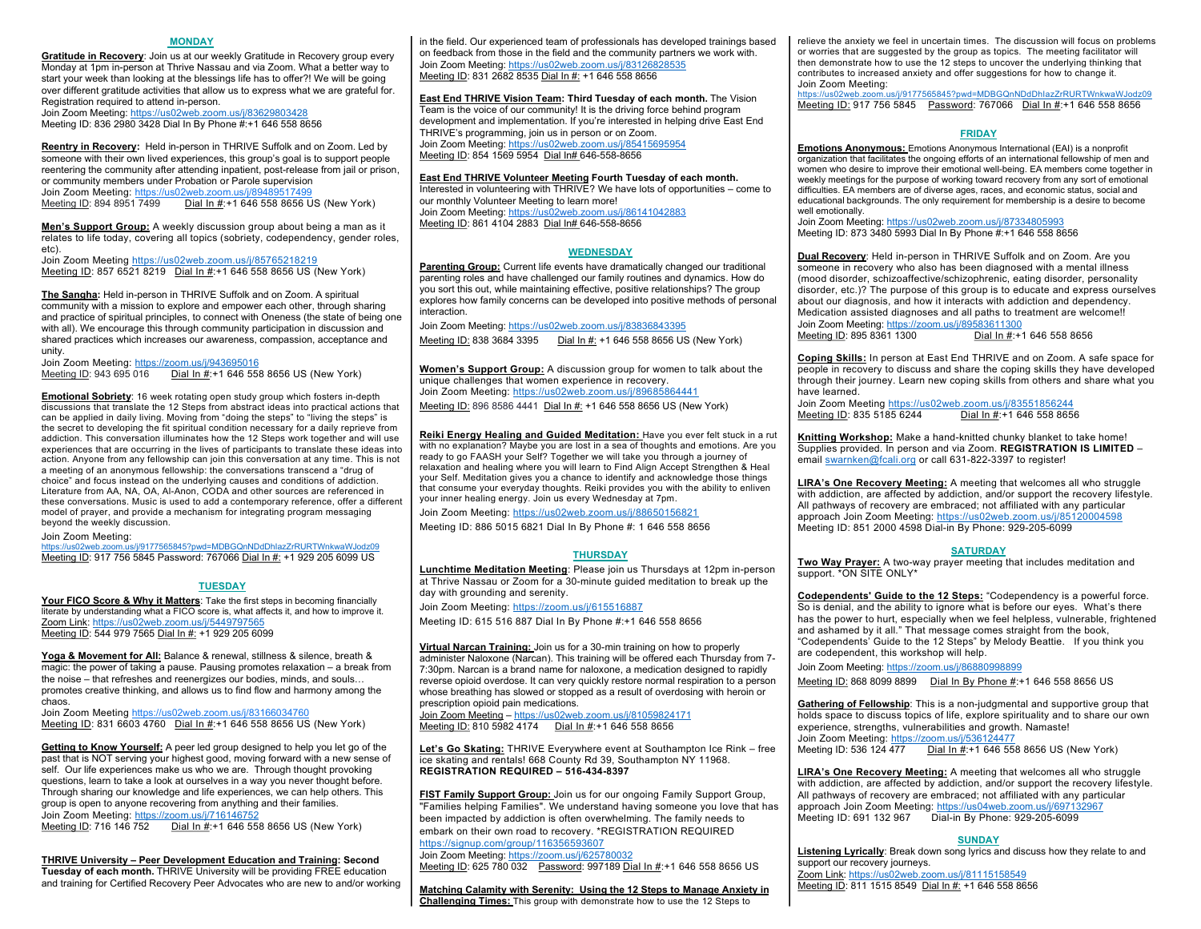## MONDAY

**Gratitude in Recovery**: Join us at our weekly Gratitude in Recovery group every Monday at 1pm in-person at Thrive Nassau and via Zoom. What a better way to start your week than looking at the blessings life has to offer?! We will be going over different gratitude activities that allow us to express what we are grateful for. Registration required to attend in-person.
Join Zoom Meeting: https://us02web.zoom.us/j/83629803428
Meeting ID: 836 2980 3428 Dial In By Phone #:+1 646 558 8656

**Reentry in Recovery:** Held in-person in THRIVE Suffolk and on Zoom. Led by someone with their own lived experiences, this group's goal is to support people reentering the community after attending inpatient, post-release from jail or prison, or community members under Probation or Parole supervision
Join Zoom Meeting: https://us02web.zoom.us/j/89489517499
Meeting ID: 894 8951 7499 Dial In #:+1 646 558 8656 US (New York)

**Men's Support Group:** A weekly discussion group about being a man as it relates to life today, covering all topics (sobriety, codependency, gender roles, etc).
Join Zoom Meeting https://us02web.zoom.us/j/85765218219
Meeting ID: 857 6521 8219 Dial In #:+1 646 558 8656 US (New York)

**The Sangha:** Held in-person in THRIVE Suffolk and on Zoom. A spiritual community with a mission to explore and empower each other, through sharing and practice of spiritual principles, to connect with Oneness (the state of being one with all). We encourage this through community participation in discussion and shared practices which increases our awareness, compassion, acceptance and unity.
Join Zoom Meeting: https://zoom.us/j/943695016
Meeting ID: 943 695 016 Dial In #:+1 646 558 8656 US (New York)

**Emotional Sobriety**: 16 week rotating open study group which fosters in-depth discussions that translate the 12 Steps from abstract ideas into practical actions that can be applied in daily living. Moving from "doing the steps" to "living the steps" is the secret to developing the fit spiritual condition necessary for a daily reprieve from addiction. This conversation illuminates how the 12 Steps work together and will use experiences that are occurring in the lives of participants to translate these ideas into action. Anyone from any fellowship can join this conversation at any time. This is not a meeting of an anonymous fellowship: the conversations transcend a "drug of choice" and focus instead on the underlying causes and conditions of addiction. Literature from AA, NA, OA, Al-Anon, CODA and other sources are referenced in these conversations. Music is used to add a contemporary reference, offer a different model of prayer, and provide a mechanism for integrating program messaging beyond the weekly discussion.
Join Zoom Meeting:
https://us02web.zoom.us/j/9177565845?pwd=MDBGQnNDdDhlazZrRURTWnkwaWJodz09
Meeting ID: 917 756 5845 Password: 767066 Dial In #: +1 929 205 6099 US

## TUESDAY

**Your FICO Score & Why it Matters**: Take the first steps in becoming financially literate by understanding what a FICO score is, what affects it, and how to improve it.
Zoom Link: https://us02web.zoom.us/j/5449797565
Meeting ID: 544 979 7565 Dial In #: +1 929 205 6099

**Yoga & Movement for All:** Balance & renewal, stillness & silence, breath & magic: the power of taking a pause. Pausing promotes relaxation – a break from the noise – that refreshes and reenergizes our bodies, minds, and souls… promotes creative thinking, and allows us to find flow and harmony among the chaos.
Join Zoom Meeting https://us02web.zoom.us/j/83166034760
Meeting ID: 831 6603 4760 Dial In #:+1 646 558 8656 US (New York)

**Getting to Know Yourself:** A peer led group designed to help you let go of the past that is NOT serving your highest good, moving forward with a new sense of self. Our life experiences make us who we are. Through thought provoking questions, learn to take a look at ourselves in a way you never thought before. Through sharing our knowledge and life experiences, we can help others. This group is open to anyone recovering from anything and their families.
Join Zoom Meeting: https://zoom.us/j/716146752
Meeting ID: 716 146 752 Dial In #:+1 646 558 8656 US (New York)

**THRIVE University – Peer Development Education and Training: Second Tuesday of each month.** THRIVE University will be providing FREE education and training for Certified Recovery Peer Advocates who are new to and/or working in the field. Our experienced team of professionals has developed trainings based on feedback from those in the field and the community partners we work with.
Join Zoom Meeting: https://us02web.zoom.us/j/83126828535
Meeting ID: 831 2682 8535 Dial In #: +1 646 558 8656

**East End THRIVE Vision Team: Third Tuesday of each month.** The Vision Team is the voice of our community! It is the driving force behind program development and implementation. If you're interested in helping drive East End THRIVE's programming, join us in person or on Zoom.
Join Zoom Meeting: https://us02web.zoom.us/j/85415695954
Meeting ID: 854 1569 5954 Dial In# 646-558-8656

**East End THRIVE Volunteer Meeting Fourth Tuesday of each month.** Interested in volunteering with THRIVE? We have lots of opportunities – come to our monthly Volunteer Meeting to learn more!
Join Zoom Meeting: https://us02web.zoom.us/j/86141042883
Meeting ID: 861 4104 2883 Dial In# 646-558-8656

## WEDNESDAY

**Parenting Group:** Current life events have dramatically changed our traditional parenting roles and have challenged our family routines and dynamics. How do you sort this out, while maintaining effective, positive relationships? The group explores how family concerns can be developed into positive methods of personal interaction.
Join Zoom Meeting: https://us02web.zoom.us/j/83836843395
Meeting ID: 838 3684 3395 Dial In #: +1 646 558 8656 US (New York)

**Women's Support Group:** A discussion group for women to talk about the unique challenges that women experience in recovery.
Join Zoom Meeting: https://us02web.zoom.us/j/89685864441
Meeting ID: 896 8586 4441 Dial In #: +1 646 558 8656 US (New York)

**Reiki Energy Healing and Guided Meditation:** Have you ever felt stuck in a rut with no explanation? Maybe you are lost in a sea of thoughts and emotions. Are you ready to go FAASH your Self? Together we will take you through a journey of relaxation and healing where you will learn to Find Align Accept Strengthen & Heal your Self. Meditation gives you a chance to identify and acknowledge those things that consume your everyday thoughts. Reiki provides you with the ability to enliven your inner healing energy. Join us every Wednesday at 7pm.
Join Zoom Meeting: https://us02web.zoom.us/j/88650156821
Meeting ID: 886 5015 6821 Dial In By Phone #: 1 646 558 8656

## THURSDAY

**Lunchtime Meditation Meeting**: Please join us Thursdays at 12pm in-person at Thrive Nassau or Zoom for a 30-minute guided meditation to break up the day with grounding and serenity.
Join Zoom Meeting: https://zoom.us/j/615516887
Meeting ID: 615 516 887 Dial In By Phone #:+1 646 558 8656

**Virtual Narcan Training:** Join us for a 30-min training on how to properly administer Naloxone (Narcan). This training will be offered each Thursday from 7-7:30pm. Narcan is a brand name for naloxone, a medication designed to rapidly reverse opioid overdose. It can very quickly restore normal respiration to a person whose breathing has slowed or stopped as a result of overdosing with heroin or prescription opioid pain medications.
Join Zoom Meeting – https://us02web.zoom.us/j/81059824171
Meeting ID: 810 5982 4174 Dial In #:+1 646 558 8656

**Let's Go Skating:** THRIVE Everywhere event at Southampton Ice Rink – free ice skating and rentals! 668 County Rd 39, Southampton NY 11968. **REGISTRATION REQUIRED – 516-434-8397**

**FIST Family Support Group:** Join us for our ongoing Family Support Group, "Families helping Families". We understand having someone you love that has been impacted by addiction is often overwhelming. The family needs to embark on their own road to recovery. *REGISTRATION REQUIRED https://signup.com/group/116356593607
Join Zoom Meeting: https://zoom.us/j/625780032
Meeting ID: 625 780 032 Password: 997189 Dial In #:+1 646 558 8656 US

**Matching Calamity with Serenity: Using the 12 Steps to Manage Anxiety in Challenging Times:** This group with demonstrate how to use the 12 Steps to relieve the anxiety we feel in uncertain times. The discussion will focus on problems or worries that are suggested by the group as topics. The meeting facilitator will then demonstrate how to use the 12 steps to uncover the underlying thinking that contributes to increased anxiety and offer suggestions for how to change it.
Join Zoom Meeting:
https://us02web.zoom.us/j/9177565845?pwd=MDBGQnNDdDhlazZrRURTWnkwaWJodz09
Meeting ID: 917 756 5845 Password: 767066 Dial In #:+1 646 558 8656

## FRIDAY

**Emotions Anonymous:** Emotions Anonymous International (EAI) is a nonprofit organization that facilitates the ongoing efforts of an international fellowship of men and women who desire to improve their emotional well-being. EA members come together in weekly meetings for the purpose of working toward recovery from any sort of emotional difficulties. EA members are of diverse ages, races, and economic status, social and educational backgrounds. The only requirement for membership is a desire to become well emotionally.
Join Zoom Meeting: https://us02web.zoom.us/j/87334805993
Meeting ID: 873 3480 5993 Dial In By Phone #:+1 646 558 8656

**Dual Recovery**: Held in-person in THRIVE Suffolk and on Zoom. Are you someone in recovery who also has been diagnosed with a mental illness (mood disorder, schizoaffective/schizophrenic, eating disorder, personality disorder, etc.)? The purpose of this group is to educate and express ourselves about our diagnosis, and how it interacts with addiction and dependency. Medication assisted diagnoses and all paths to treatment are welcome!!
Join Zoom Meeting: https://zoom.us/j/89583611300
Meeting ID: 895 8361 1300 Dial In #:+1 646 558 8656

**Coping Skills:** In person at East End THRIVE and on Zoom. A safe space for people in recovery to discuss and share the coping skills they have developed through their journey. Learn new coping skills from others and share what you have learned.
Join Zoom Meeting https://us02web.zoom.us/j/83551856244
Meeting ID: 835 5185 6244 Dial In #:+1 646 558 8656

**Knitting Workshop:** Make a hand-knitted chunky blanket to take home! Supplies provided. In person and via Zoom. **REGISTRATION IS LIMITED** – email swarnken@fcali.org or call 631-822-3397 to register!

**LIRA's One Recovery Meeting:** A meeting that welcomes all who struggle with addiction, are affected by addiction, and/or support the recovery lifestyle. All pathways of recovery are embraced; not affiliated with any particular approach Join Zoom Meeting: https://us02web.zoom.us/j/85120004598
Meeting ID: 851 2000 4598 Dial-in By Phone: 929-205-6099

## SATURDAY

**Two Way Prayer:** A two-way prayer meeting that includes meditation and support. *ON SITE ONLY*

**Codependents' Guide to the 12 Steps:** "Codependency is a powerful force. So is denial, and the ability to ignore what is before our eyes. What's there has the power to hurt, especially when we feel helpless, vulnerable, frightened and ashamed by it all." That message comes straight from the book, "Codependents' Guide to the 12 Steps" by Melody Beattie. If you think you are codependent, this workshop will help.
Join Zoom Meeting: https://zoom.us/j/86880998899
Meeting ID: 868 8099 8899 Dial In By Phone #:+1 646 558 8656 US

**Gathering of Fellowship**: This is a non-judgmental and supportive group that holds space to discuss topics of life, explore spirituality and to share our own experience, strengths, vulnerabilities and growth. Namaste!
Join Zoom Meeting: https://zoom.us/j/536124477
Meeting ID: 536 124 477 Dial In #:+1 646 558 8656 US (New York)

**LIRA's One Recovery Meeting:** A meeting that welcomes all who struggle with addiction, are affected by addiction, and/or support the recovery lifestyle. All pathways of recovery are embraced; not affiliated with any particular approach Join Zoom Meeting: https://us04web.zoom.us/j/697132967
Meeting ID: 691 132 967 Dial-in By Phone: 929-205-6099

## SUNDAY

**Listening Lyrically**: Break down song lyrics and discuss how they relate to and support our recovery journeys.
Zoom Link: https://us02web.zoom.us/j/81115158549
Meeting ID: 811 1515 8549 Dial In #: +1 646 558 8656